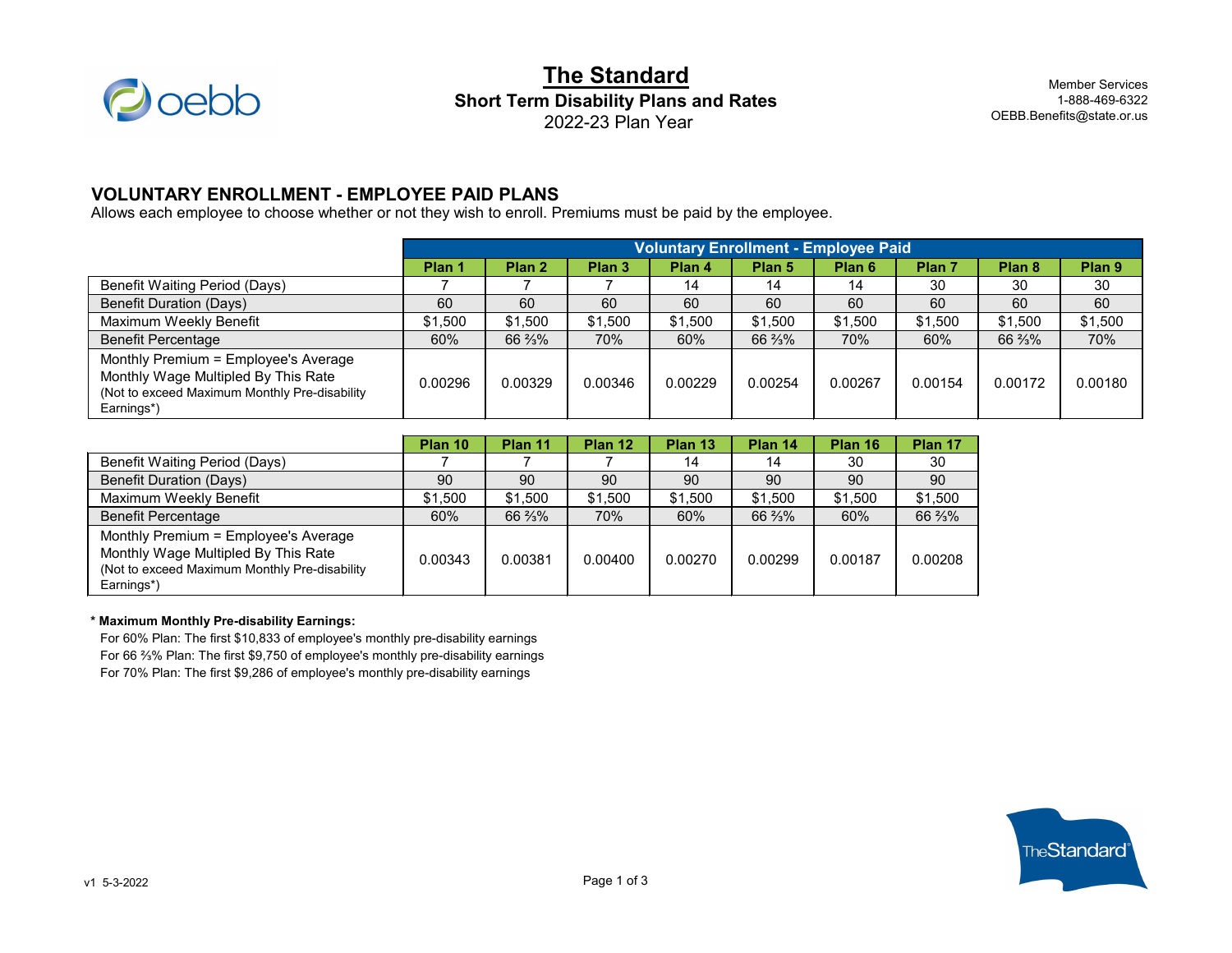# The Standard

**Short Term Disability Plans and Rates**

2022-23 Plan Year

Member Services
1-888-469-6322
OEBB.Benefits@state.or.us

## VOLUNTARY ENROLLMENT - EMPLOYEE PAID PLANS

Allows each employee to choose whether or not they wish to enroll. Premiums must be paid by the employee.

| | Voluntary Enrollment - Employee Paid | | | | | | | | |
|---|---|---|---|---|---|---|---|---|---|
| | **Plan 1** | **Plan 2** | **Plan 3** | **Plan 4** | **Plan 5** | **Plan 6** | **Plan 7** | **Plan 8** | **Plan 9** |
| Benefit Waiting Period (Days) | 7 | 7 | 7 | 14 | 14 | 14 | 30 | 30 | 30 |
| Benefit Duration (Days) | 60 | 60 | 60 | 60 | 60 | 60 | 60 | 60 | 60 |
| Maximum Weekly Benefit | $1,500 | $1,500 | $1,500 | $1,500 | $1,500 | $1,500 | $1,500 | $1,500 | $1,500 |
| Benefit Percentage | 60% | 66 ⅔% | 70% | 60% | 66 ⅔% | 70% | 60% | 66 ⅔% | 70% |
| Monthly Premium = Employee's Average Monthly Wage Multipled By This Rate (Not to exceed Maximum Monthly Pre-disability Earnings*) | 0.00296 | 0.00329 | 0.00346 | 0.00229 | 0.00254 | 0.00267 | 0.00154 | 0.00172 | 0.00180 |

| | **Plan 10** | **Plan 11** | **Plan 12** | **Plan 13** | **Plan 14** | **Plan 16** | **Plan 17** |
|---|---|---|---|---|---|---|---|
| Benefit Waiting Period (Days) | 7 | 7 | 7 | 14 | 14 | 30 | 30 |
| Benefit Duration (Days) | 90 | 90 | 90 | 90 | 90 | 90 | 90 |
| Maximum Weekly Benefit | $1,500 | $1,500 | $1,500 | $1,500 | $1,500 | $1,500 | $1,500 |
| Benefit Percentage | 60% | 66 ⅔% | 70% | 60% | 66 ⅔% | 60% | 66 ⅔% |
| Monthly Premium = Employee's Average Monthly Wage Multipled By This Rate (Not to exceed Maximum Monthly Pre-disability Earnings*) | 0.00343 | 0.00381 | 0.00400 | 0.00270 | 0.00299 | 0.00187 | 0.00208 |

**\* Maximum Monthly Pre-disability Earnings:**

For 60% Plan: The first $10,833 of employee's monthly pre-disability earnings
For 66 ⅔% Plan: The first $9,750 of employee's monthly pre-disability earnings
For 70% Plan: The first $9,286 of employee's monthly pre-disability earnings

v1 5-3-2022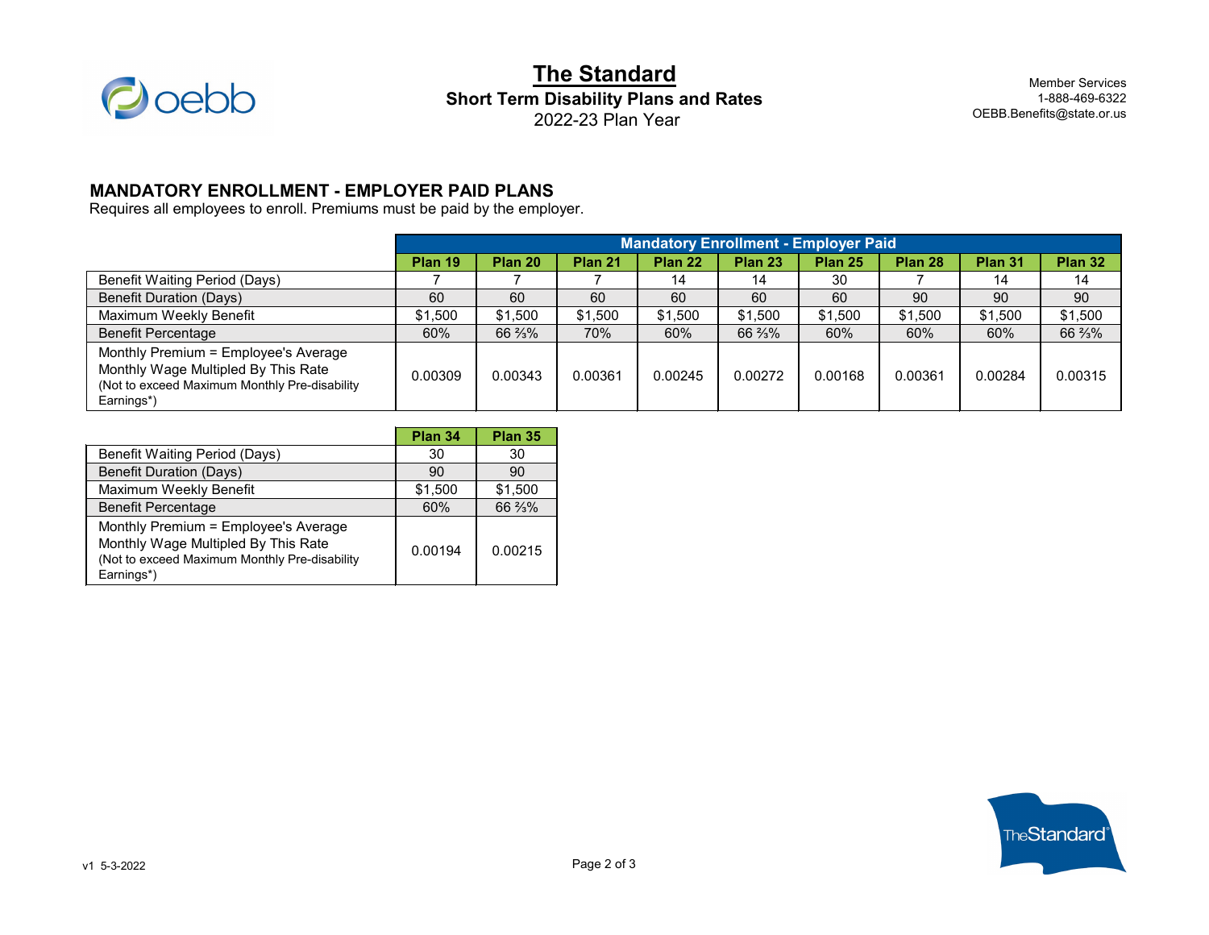# The Standard

**Short Term Disability Plans and Rates**

2022-23 Plan Year

Member Services
1-888-469-6322
OEBB.Benefits@state.or.us

## MANDATORY ENROLLMENT - EMPLOYER PAID PLANS

Requires all employees to enroll. Premiums must be paid by the employer.

| | Mandatory Enrollment - Employer Paid | | | | | | | | |
|---|---|---|---|---|---|---|---|---|---|
| | **Plan 19** | **Plan 20** | **Plan 21** | **Plan 22** | **Plan 23** | **Plan 25** | **Plan 28** | **Plan 31** | **Plan 32** |
| Benefit Waiting Period (Days) | 7 | 7 | 7 | 14 | 14 | 30 | 7 | 14 | 14 |
| Benefit Duration (Days) | 60 | 60 | 60 | 60 | 60 | 60 | 90 | 90 | 90 |
| Maximum Weekly Benefit | $1,500 | $1,500 | $1,500 | $1,500 | $1,500 | $1,500 | $1,500 | $1,500 | $1,500 |
| Benefit Percentage | 60% | 66 ⅔% | 70% | 60% | 66 ⅔% | 60% | 60% | 60% | 66 ⅔% |
| Monthly Premium = Employee's Average Monthly Wage Multipled By This Rate (Not to exceed Maximum Monthly Pre-disability Earnings*) | 0.00309 | 0.00343 | 0.00361 | 0.00245 | 0.00272 | 0.00168 | 0.00361 | 0.00284 | 0.00315 |

| | **Plan 34** | **Plan 35** |
|---|---|---|
| Benefit Waiting Period (Days) | 30 | 30 |
| Benefit Duration (Days) | 90 | 90 |
| Maximum Weekly Benefit | $1,500 | $1,500 |
| Benefit Percentage | 60% | 66 ⅔% |
| Monthly Premium = Employee's Average Monthly Wage Multipled By This Rate (Not to exceed Maximum Monthly Pre-disability Earnings*) | 0.00194 | 0.00215 |

v1 5-3-2022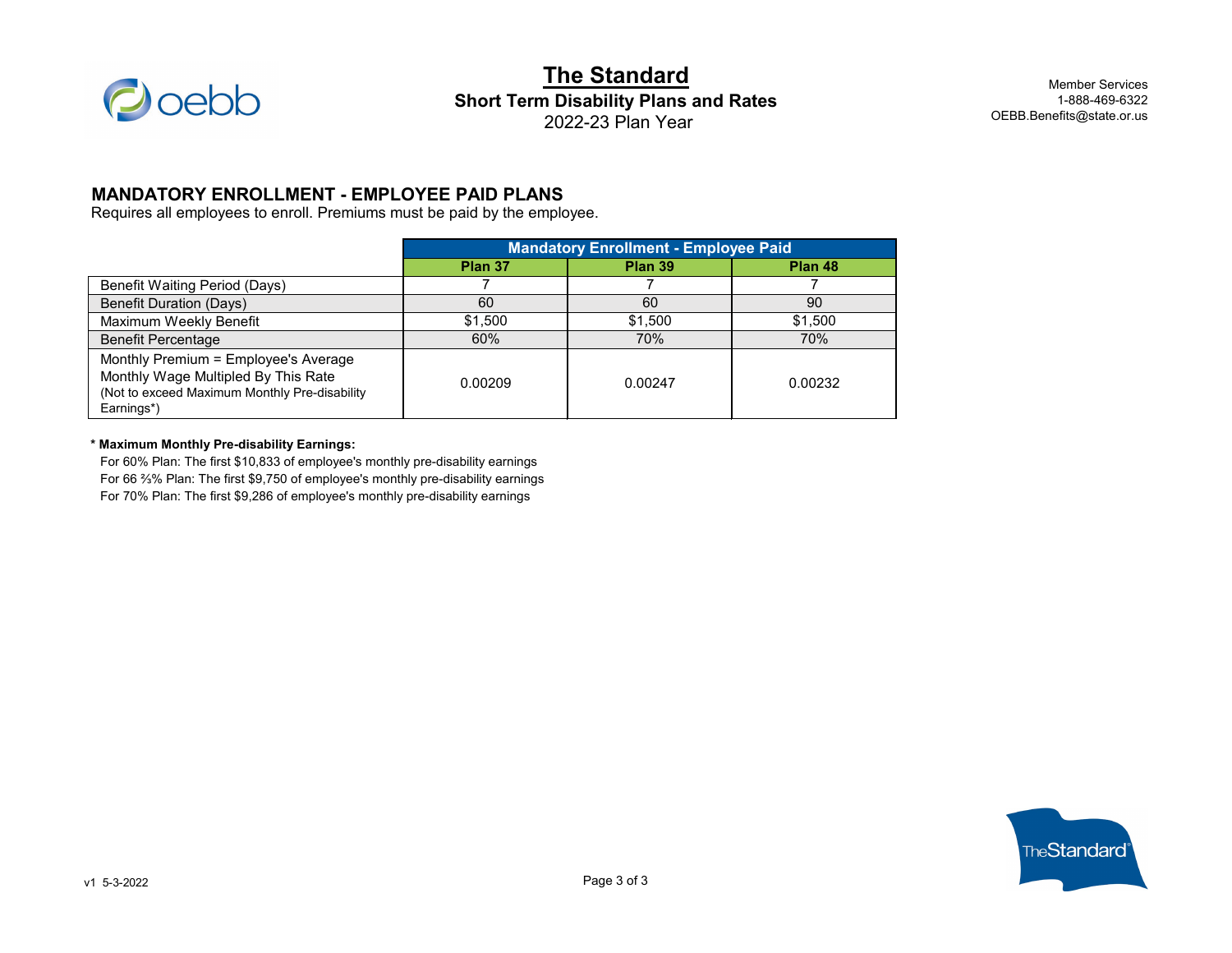# The Standard

## Short Term Disability Plans and Rates

2022-23 Plan Year

Member Services
1-888-469-6322
OEBB.Benefits@state.or.us

### MANDATORY ENROLLMENT - EMPLOYEE PAID PLANS

Requires all employees to enroll. Premiums must be paid by the employee.

| | Mandatory Enrollment - Employee Paid | | |
|---|---|---|---|
| | Plan 37 | Plan 39 | Plan 48 |
| Benefit Waiting Period (Days) | 7 | 7 | 7 |
| Benefit Duration (Days) | 60 | 60 | 90 |
| Maximum Weekly Benefit | $1,500 | $1,500 | $1,500 |
| Benefit Percentage | 60% | 70% | 70% |
| Monthly Premium = Employee's Average Monthly Wage Multipled By This Rate (Not to exceed Maximum Monthly Pre-disability Earnings*) | 0.00209 | 0.00247 | 0.00232 |

**\* Maximum Monthly Pre-disability Earnings:**

For 60% Plan: The first $10,833 of employee's monthly pre-disability earnings
For 66 ⅔% Plan: The first $9,750 of employee's monthly pre-disability earnings
For 70% Plan: The first $9,286 of employee's monthly pre-disability earnings

v1 5-3-2022